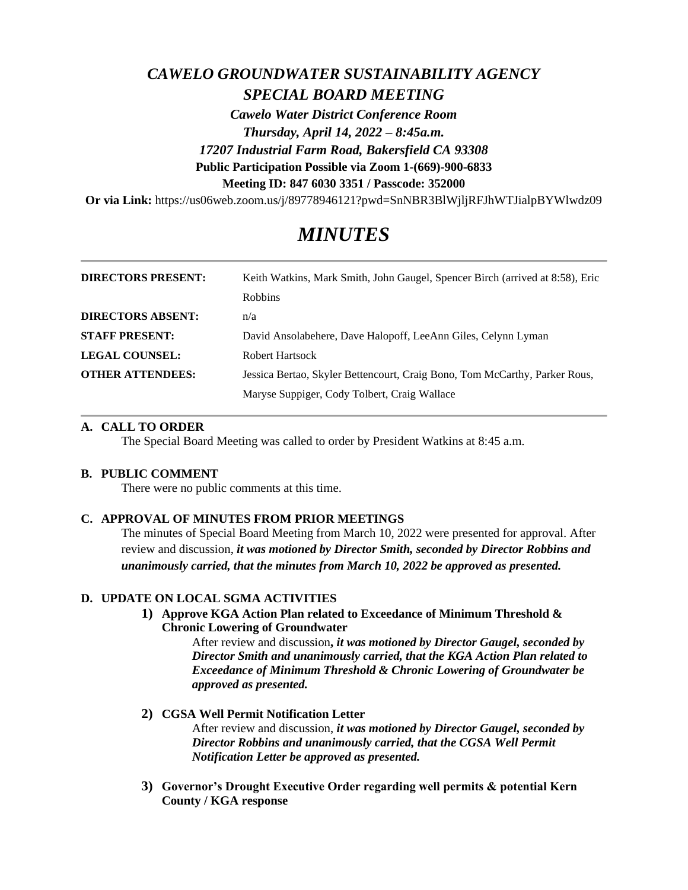# *CAWELO GROUNDWATER SUSTAINABILITY AGENCY*
# *SPECIAL BOARD MEETING*

*Cawelo Water District Conference Room*
*Thursday, April 14, 2022 – 8:45a.m.*
*17207 Industrial Farm Road, Bakersfield CA 93308*
**Public Participation Possible via Zoom 1-(669)-900-6833**
**Meeting ID: 847 6030 3351 / Passcode: 352000**
**Or via Link:** https://us06web.zoom.us/j/89778946121?pwd=SnNBR3BlWjljRFJhWTJialpBYWlwdz09

# *MINUTES*

| | |
|---|---|
| **DIRECTORS PRESENT:** | Keith Watkins, Mark Smith, John Gaugel, Spencer Birch (arrived at 8:58), Eric Robbins |
| **DIRECTORS ABSENT:** | n/a |
| **STAFF PRESENT:** | David Ansolabehere, Dave Halopoff, LeeAnn Giles, Celynn Lyman |
| **LEGAL COUNSEL:** | Robert Hartsock |
| **OTHER ATTENDEES:** | Jessica Bertao, Skyler Bettencourt, Craig Bono, Tom McCarthy, Parker Rous, Maryse Suppiger, Cody Tolbert, Craig Wallace |

### A. CALL TO ORDER

The Special Board Meeting was called to order by President Watkins at 8:45 a.m.

### B. PUBLIC COMMENT

There were no public comments at this time.

### C. APPROVAL OF MINUTES FROM PRIOR MEETINGS

The minutes of Special Board Meeting from March 10, 2022 were presented for approval. After review and discussion, ***it was motioned by Director Smith, seconded by Director Robbins and unanimously carried, that the minutes from March 10, 2022 be approved as presented.***

### D. UPDATE ON LOCAL SGMA ACTIVITIES

1) **Approve KGA Action Plan related to Exceedance of Minimum Threshold & Chronic Lowering of Groundwater**

   After review and discussion***, it was motioned by Director Gaugel, seconded by Director Smith and unanimously carried, that the KGA Action Plan related to Exceedance of Minimum Threshold & Chronic Lowering of Groundwater be approved as presented.***

2) **CGSA Well Permit Notification Letter**

   After review and discussion, ***it was motioned by Director Gaugel, seconded by Director Robbins and unanimously carried, that the CGSA Well Permit Notification Letter be approved as presented.***

3) **Governor's Drought Executive Order regarding well permits & potential Kern County / KGA response**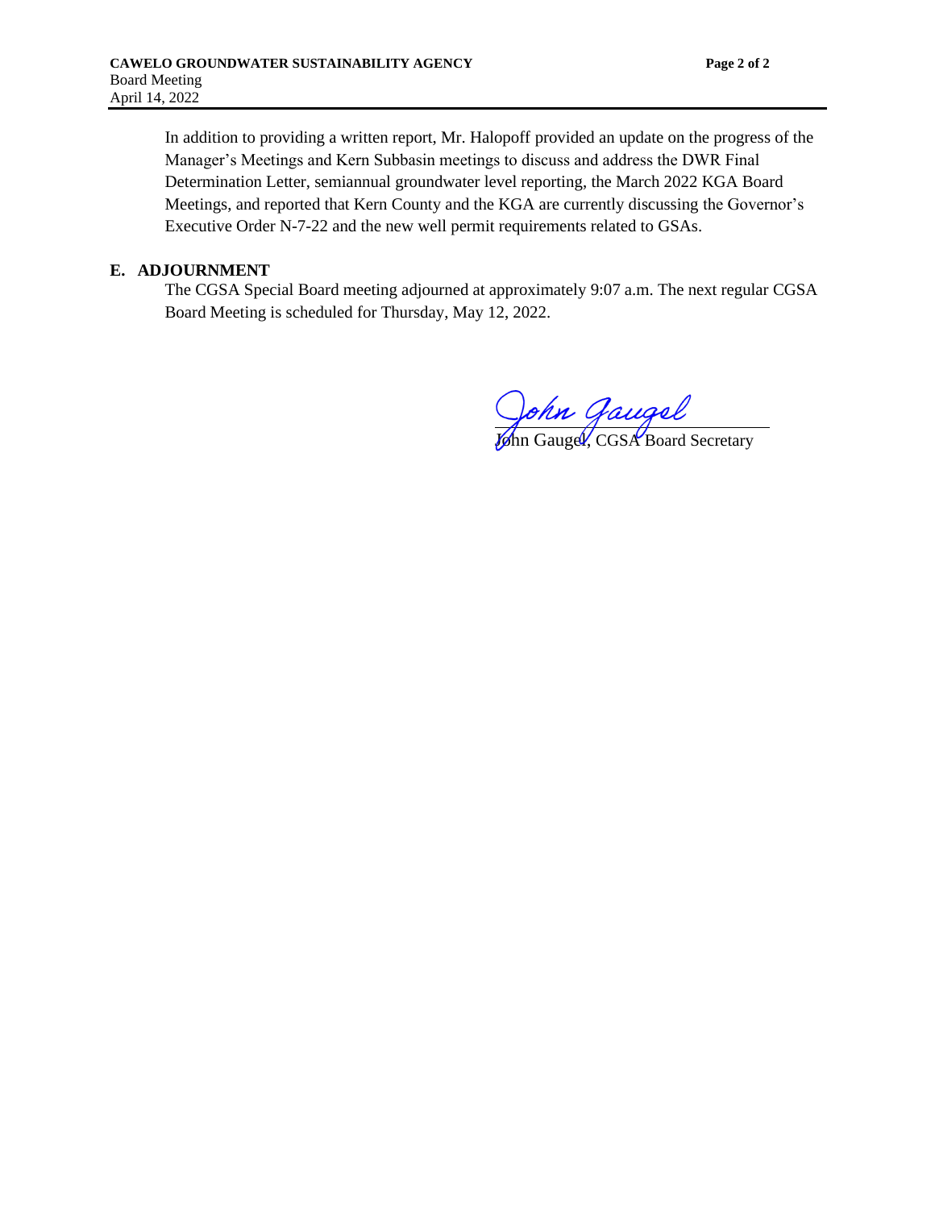In addition to providing a written report, Mr. Halopoff provided an update on the progress of the Manager's Meetings and Kern Subbasin meetings to discuss and address the DWR Final Determination Letter, semiannual groundwater level reporting, the March 2022 KGA Board Meetings, and reported that Kern County and the KGA are currently discussing the Governor's Executive Order N-7-22 and the new well permit requirements related to GSAs.

## E. ADJOURNMENT

The CGSA Special Board meeting adjourned at approximately 9:07 a.m. The next regular CGSA Board Meeting is scheduled for Thursday, May 12, 2022.

John Gaugel

John Gaugel, CGSA Board Secretary